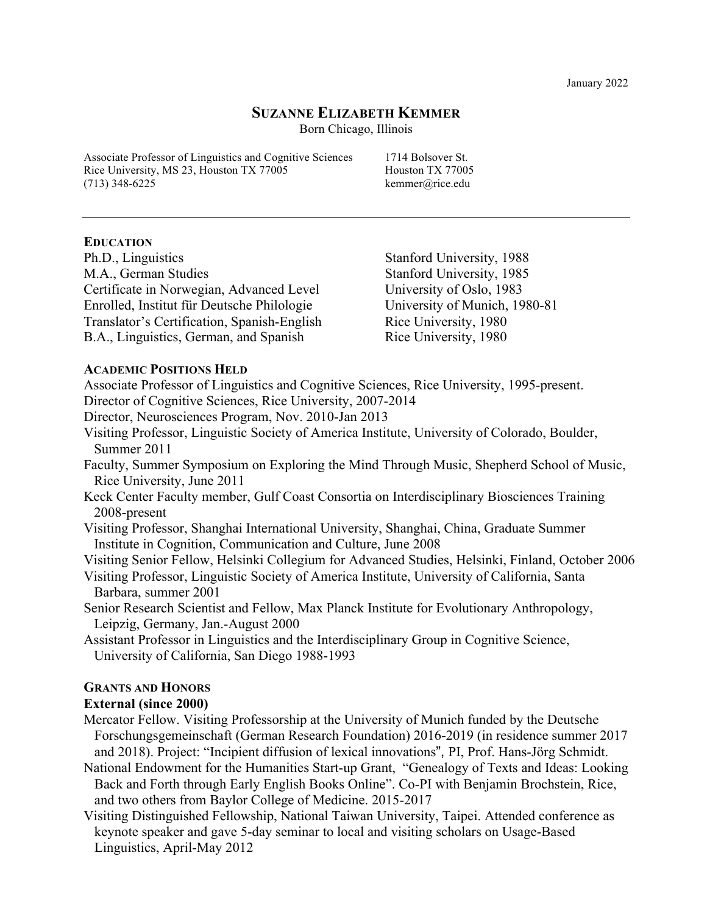January 2022

# SUZANNE ELIZABETH KEMMER

Born Chicago, Illinois

Associate Professor of Linguistics and Cognitive Sciences
Rice University, MS 23, Houston TX 77005
(713) 348-6225

1714 Bolsover St.
Houston TX 77005
kemmer@rice.edu

---

## EDUCATION

| | |
|---|---|
| Ph.D., Linguistics | Stanford University, 1988 |
| M.A., German Studies | Stanford University, 1985 |
| Certificate in Norwegian, Advanced Level | University of Oslo, 1983 |
| Enrolled, Institut für Deutsche Philologie | University of Munich, 1980-81 |
| Translator's Certification, Spanish-English | Rice University, 1980 |
| B.A., Linguistics, German, and Spanish | Rice University, 1980 |

## ACADEMIC POSITIONS HELD

Associate Professor of Linguistics and Cognitive Sciences, Rice University, 1995-present.

Director of Cognitive Sciences, Rice University, 2007-2014

Director, Neurosciences Program, Nov. 2010-Jan 2013

Visiting Professor, Linguistic Society of America Institute, University of Colorado, Boulder, Summer 2011

Faculty, Summer Symposium on Exploring the Mind Through Music, Shepherd School of Music, Rice University, June 2011

Keck Center Faculty member, Gulf Coast Consortia on Interdisciplinary Biosciences Training 2008-present

Visiting Professor, Shanghai International University, Shanghai, China, Graduate Summer Institute in Cognition, Communication and Culture, June 2008

Visiting Senior Fellow, Helsinki Collegium for Advanced Studies, Helsinki, Finland, October 2006

Visiting Professor, Linguistic Society of America Institute, University of California, Santa Barbara, summer 2001

Senior Research Scientist and Fellow, Max Planck Institute for Evolutionary Anthropology, Leipzig, Germany, Jan.-August 2000

Assistant Professor in Linguistics and the Interdisciplinary Group in Cognitive Science, University of California, San Diego 1988-1993

## GRANTS AND HONORS

### External (since 2000)

Mercator Fellow. Visiting Professorship at the University of Munich funded by the Deutsche Forschungsgemeinschaft (German Research Foundation) 2016-2019 (in residence summer 2017 and 2018). Project: "Incipient diffusion of lexical innovations", PI, Prof. Hans-Jörg Schmidt.

National Endowment for the Humanities Start-up Grant, "Genealogy of Texts and Ideas: Looking Back and Forth through Early English Books Online". Co-PI with Benjamin Brochstein, Rice, and two others from Baylor College of Medicine. 2015-2017

Visiting Distinguished Fellowship, National Taiwan University, Taipei. Attended conference as keynote speaker and gave 5-day seminar to local and visiting scholars on Usage-Based Linguistics, April-May 2012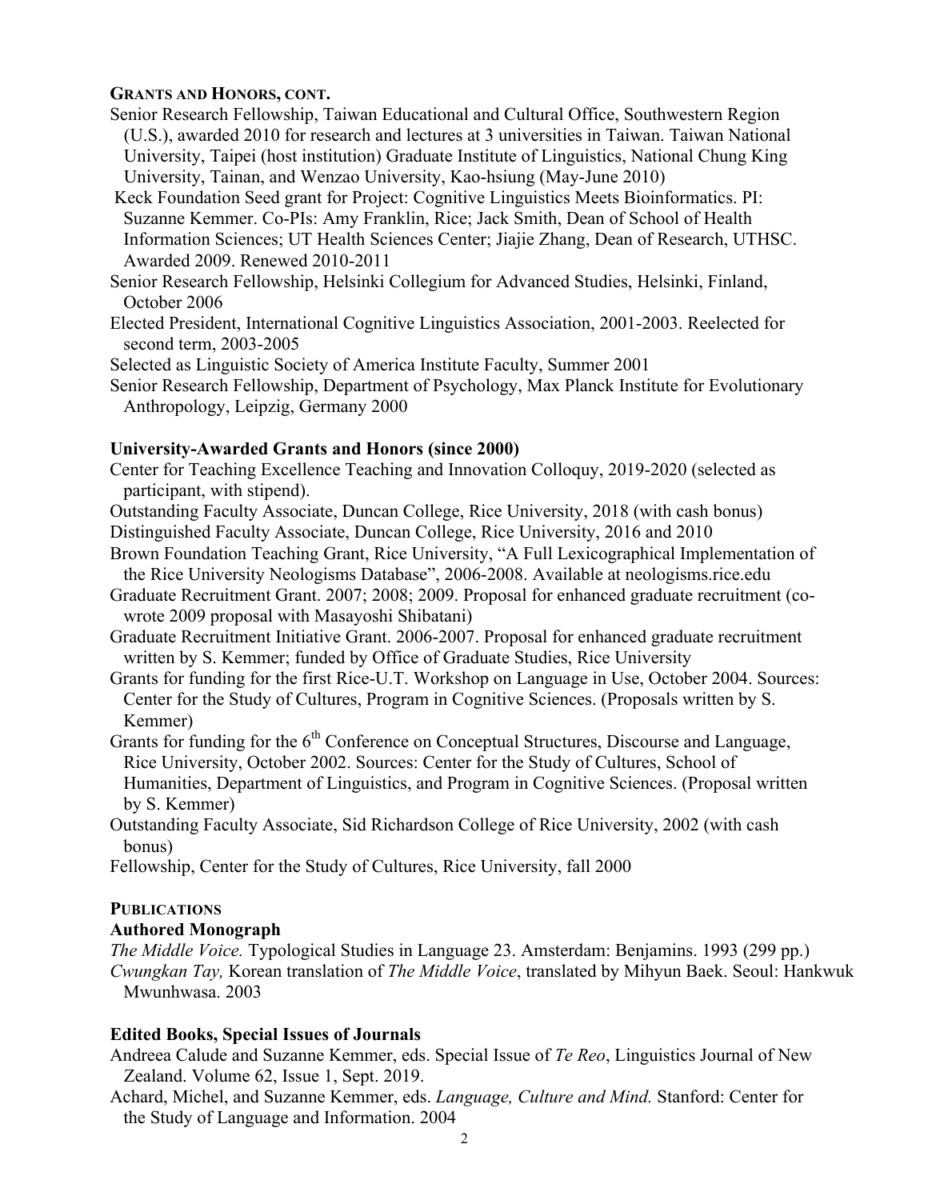## Grants and Honors, cont.

Senior Research Fellowship, Taiwan Educational and Cultural Office, Southwestern Region (U.S.), awarded 2010 for research and lectures at 3 universities in Taiwan. Taiwan National University, Taipei (host institution) Graduate Institute of Linguistics, National Chung King University, Tainan, and Wenzao University, Kao-hsiung (May-June 2010)

Keck Foundation Seed grant for Project: Cognitive Linguistics Meets Bioinformatics. PI: Suzanne Kemmer. Co-PIs: Amy Franklin, Rice; Jack Smith, Dean of School of Health Information Sciences; UT Health Sciences Center; Jiajie Zhang, Dean of Research, UTHSC. Awarded 2009. Renewed 2010-2011

Senior Research Fellowship, Helsinki Collegium for Advanced Studies, Helsinki, Finland, October 2006

Elected President, International Cognitive Linguistics Association, 2001-2003. Reelected for second term, 2003-2005

Selected as Linguistic Society of America Institute Faculty, Summer 2001

Senior Research Fellowship, Department of Psychology, Max Planck Institute for Evolutionary Anthropology, Leipzig, Germany 2000

### University-Awarded Grants and Honors (since 2000)

Center for Teaching Excellence Teaching and Innovation Colloquy, 2019-2020 (selected as participant, with stipend).

Outstanding Faculty Associate, Duncan College, Rice University, 2018 (with cash bonus)

Distinguished Faculty Associate, Duncan College, Rice University, 2016 and 2010

Brown Foundation Teaching Grant, Rice University, "A Full Lexicographical Implementation of the Rice University Neologisms Database", 2006-2008. Available at neologisms.rice.edu

Graduate Recruitment Grant. 2007; 2008; 2009. Proposal for enhanced graduate recruitment (co-wrote 2009 proposal with Masayoshi Shibatani)

Graduate Recruitment Initiative Grant. 2006-2007. Proposal for enhanced graduate recruitment written by S. Kemmer; funded by Office of Graduate Studies, Rice University

Grants for funding for the first Rice-U.T. Workshop on Language in Use, October 2004. Sources: Center for the Study of Cultures, Program in Cognitive Sciences. (Proposals written by S. Kemmer)

Grants for funding for the 6th Conference on Conceptual Structures, Discourse and Language, Rice University, October 2002. Sources: Center for the Study of Cultures, School of Humanities, Department of Linguistics, and Program in Cognitive Sciences. (Proposal written by S. Kemmer)

Outstanding Faculty Associate, Sid Richardson College of Rice University, 2002 (with cash bonus)

Fellowship, Center for the Study of Cultures, Rice University, fall 2000

## Publications

### Authored Monograph

*The Middle Voice.* Typological Studies in Language 23. Amsterdam: Benjamins. 1993 (299 pp.)

*Cwungkan Tay,* Korean translation of *The Middle Voice*, translated by Mihyun Baek. Seoul: Hankwuk Mwunhwasa. 2003

### Edited Books, Special Issues of Journals

Andreea Calude and Suzanne Kemmer, eds. Special Issue of *Te Reo*, Linguistics Journal of New Zealand. Volume 62, Issue 1, Sept. 2019.

Achard, Michel, and Suzanne Kemmer, eds. *Language, Culture and Mind.* Stanford: Center for the Study of Language and Information. 2004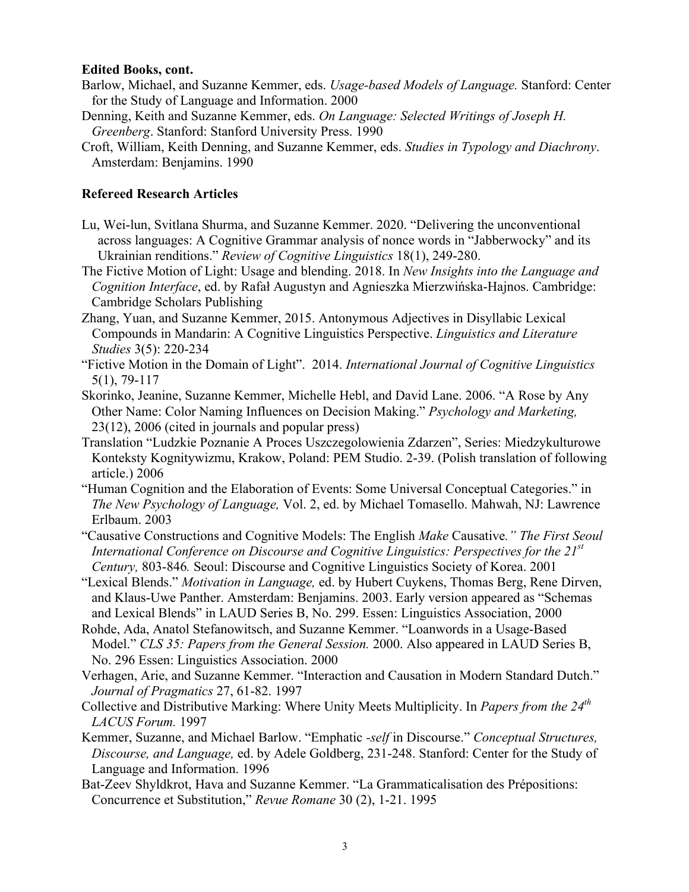**Edited Books, cont.**

Barlow, Michael, and Suzanne Kemmer, eds. *Usage-based Models of Language.* Stanford: Center for the Study of Language and Information. 2000

Denning, Keith and Suzanne Kemmer, eds. *On Language: Selected Writings of Joseph H. Greenberg*. Stanford: Stanford University Press. 1990

Croft, William, Keith Denning, and Suzanne Kemmer, eds. *Studies in Typology and Diachrony*. Amsterdam: Benjamins. 1990

**Refereed Research Articles**

Lu, Wei-lun, Svitlana Shurma, and Suzanne Kemmer. 2020. "Delivering the unconventional across languages: A Cognitive Grammar analysis of nonce words in "Jabberwocky" and its Ukrainian renditions." *Review of Cognitive Linguistics* 18(1), 249-280.

The Fictive Motion of Light: Usage and blending. 2018. In *New Insights into the Language and Cognition Interface*, ed. by Rafał Augustyn and Agnieszka Mierzwińska-Hajnos. Cambridge: Cambridge Scholars Publishing

Zhang, Yuan, and Suzanne Kemmer, 2015. Antonymous Adjectives in Disyllabic Lexical Compounds in Mandarin: A Cognitive Linguistics Perspective. *Linguistics and Literature Studies* 3(5): 220-234

"Fictive Motion in the Domain of Light". 2014. *International Journal of Cognitive Linguistics* 5(1), 79-117

Skorinko, Jeanine, Suzanne Kemmer, Michelle Hebl, and David Lane. 2006. "A Rose by Any Other Name: Color Naming Influences on Decision Making." *Psychology and Marketing,* 23(12), 2006 (cited in journals and popular press)

Translation "Ludzkie Poznanie A Proces Uszczegolowienia Zdarzen", Series: Miedzykulturowe Konteksty Kognitywizmu, Krakow, Poland: PEM Studio. 2-39. (Polish translation of following article.) 2006

"Human Cognition and the Elaboration of Events: Some Universal Conceptual Categories." in *The New Psychology of Language,* Vol. 2, ed. by Michael Tomasello. Mahwah, NJ: Lawrence Erlbaum. 2003

"Causative Constructions and Cognitive Models: The English *Make* Causative*." The First Seoul International Conference on Discourse and Cognitive Linguistics: Perspectives for the 21st Century,* 803-846*.* Seoul: Discourse and Cognitive Linguistics Society of Korea. 2001

"Lexical Blends." *Motivation in Language,* ed. by Hubert Cuykens, Thomas Berg, Rene Dirven, and Klaus-Uwe Panther. Amsterdam: Benjamins. 2003. Early version appeared as "Schemas and Lexical Blends" in LAUD Series B, No. 299. Essen: Linguistics Association, 2000

Rohde, Ada, Anatol Stefanowitsch, and Suzanne Kemmer. "Loanwords in a Usage-Based Model." *CLS 35: Papers from the General Session.* 2000. Also appeared in LAUD Series B, No. 296 Essen: Linguistics Association. 2000

Verhagen, Arie, and Suzanne Kemmer. "Interaction and Causation in Modern Standard Dutch." *Journal of Pragmatics* 27, 61-82. 1997

Collective and Distributive Marking: Where Unity Meets Multiplicity. In *Papers from the 24th LACUS Forum.* 1997

Kemmer, Suzanne, and Michael Barlow. "Emphatic *-self* in Discourse." *Conceptual Structures, Discourse, and Language,* ed. by Adele Goldberg, 231-248. Stanford: Center for the Study of Language and Information. 1996

Bat-Zeev Shyldkrot, Hava and Suzanne Kemmer. "La Grammaticalisation des Prépositions: Concurrence et Substitution," *Revue Romane* 30 (2), 1-21. 1995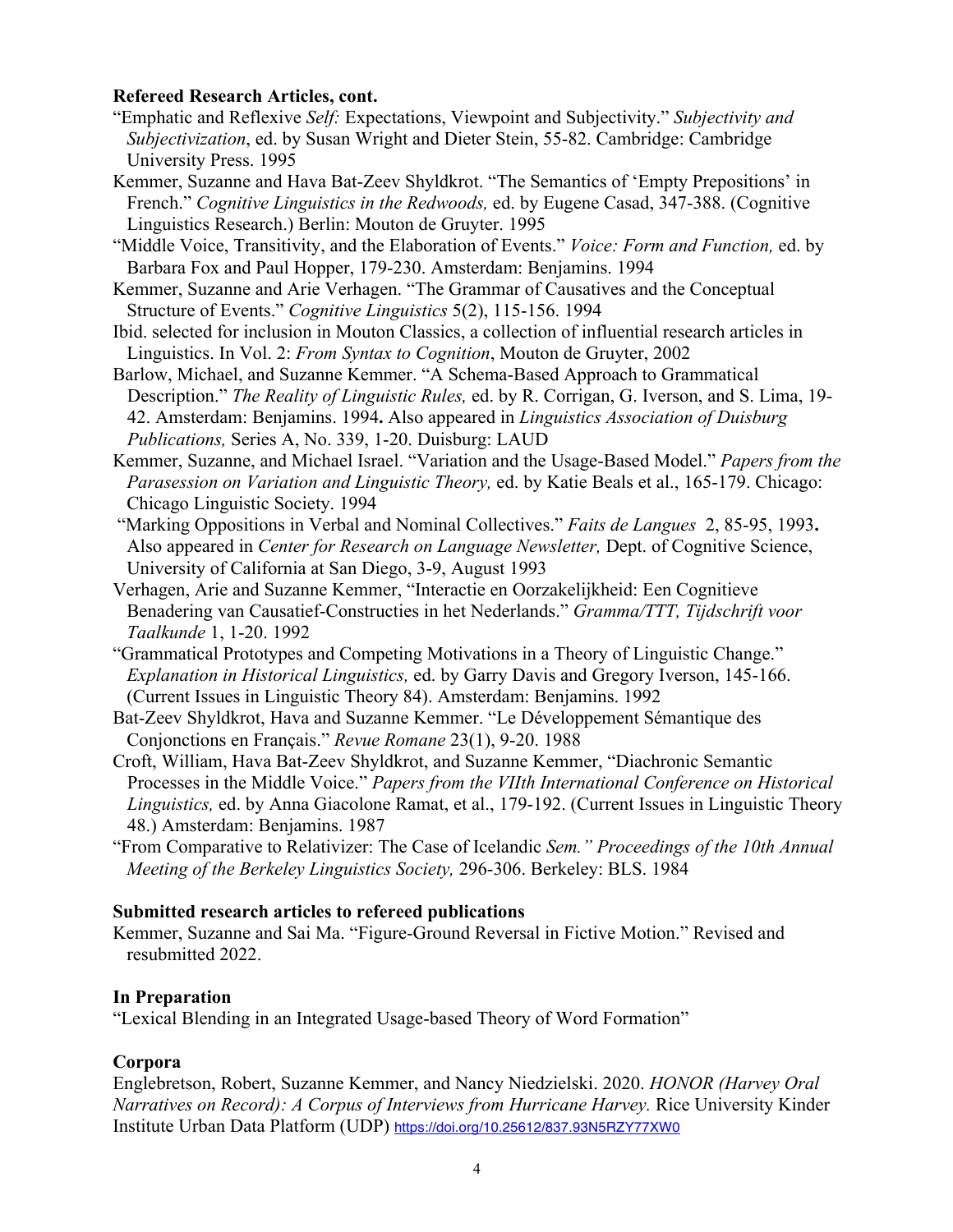**Refereed Research Articles, cont.**

"Emphatic and Reflexive *Self:* Expectations, Viewpoint and Subjectivity." *Subjectivity and Subjectivization*, ed. by Susan Wright and Dieter Stein, 55-82. Cambridge: Cambridge University Press. 1995

Kemmer, Suzanne and Hava Bat-Zeev Shyldkrot. "The Semantics of 'Empty Prepositions' in French." *Cognitive Linguistics in the Redwoods,* ed. by Eugene Casad, 347-388. (Cognitive Linguistics Research.) Berlin: Mouton de Gruyter. 1995

"Middle Voice, Transitivity, and the Elaboration of Events." *Voice: Form and Function,* ed. by Barbara Fox and Paul Hopper, 179-230. Amsterdam: Benjamins. 1994

Kemmer, Suzanne and Arie Verhagen. "The Grammar of Causatives and the Conceptual Structure of Events." *Cognitive Linguistics* 5(2), 115-156. 1994

Ibid. selected for inclusion in Mouton Classics, a collection of influential research articles in Linguistics. In Vol. 2: *From Syntax to Cognition*, Mouton de Gruyter, 2002

Barlow, Michael, and Suzanne Kemmer. "A Schema-Based Approach to Grammatical Description." *The Reality of Linguistic Rules,* ed. by R. Corrigan, G. Iverson, and S. Lima, 19-42. Amsterdam: Benjamins. 1994**.** Also appeared in *Linguistics Association of Duisburg Publications,* Series A, No. 339, 1-20. Duisburg: LAUD

Kemmer, Suzanne, and Michael Israel. "Variation and the Usage-Based Model." *Papers from the Parasession on Variation and Linguistic Theory,* ed. by Katie Beals et al., 165-179. Chicago: Chicago Linguistic Society. 1994

"Marking Oppositions in Verbal and Nominal Collectives." *Faits de Langues* 2, 85-95, 1993**.** Also appeared in *Center for Research on Language Newsletter,* Dept. of Cognitive Science, University of California at San Diego, 3-9, August 1993

Verhagen, Arie and Suzanne Kemmer, "Interactie en Oorzakelijkheid: Een Cognitieve Benadering van Causatief-Constructies in het Nederlands." *Gramma/TTT, Tijdschrift voor Taalkunde* 1, 1-20. 1992

"Grammatical Prototypes and Competing Motivations in a Theory of Linguistic Change." *Explanation in Historical Linguistics,* ed. by Garry Davis and Gregory Iverson, 145-166. (Current Issues in Linguistic Theory 84). Amsterdam: Benjamins. 1992

Bat-Zeev Shyldkrot, Hava and Suzanne Kemmer. "Le Développement Sémantique des Conjonctions en Français." *Revue Romane* 23(1), 9-20. 1988

Croft, William, Hava Bat-Zeev Shyldkrot, and Suzanne Kemmer, "Diachronic Semantic Processes in the Middle Voice." *Papers from the VIIth International Conference on Historical Linguistics,* ed. by Anna Giacolone Ramat, et al., 179-192. (Current Issues in Linguistic Theory 48.) Amsterdam: Benjamins. 1987

"From Comparative to Relativizer: The Case of Icelandic *Sem." Proceedings of the 10th Annual Meeting of the Berkeley Linguistics Society,* 296-306. Berkeley: BLS. 1984

**Submitted research articles to refereed publications**

Kemmer, Suzanne and Sai Ma. "Figure-Ground Reversal in Fictive Motion." Revised and resubmitted 2022.

**In Preparation**

"Lexical Blending in an Integrated Usage-based Theory of Word Formation"

**Corpora**

Englebretson, Robert, Suzanne Kemmer, and Nancy Niedzielski. 2020. *HONOR (Harvey Oral Narratives on Record): A Corpus of Interviews from Hurricane Harvey.* Rice University Kinder Institute Urban Data Platform (UDP) https://doi.org/10.25612/837.93N5RZY77XW0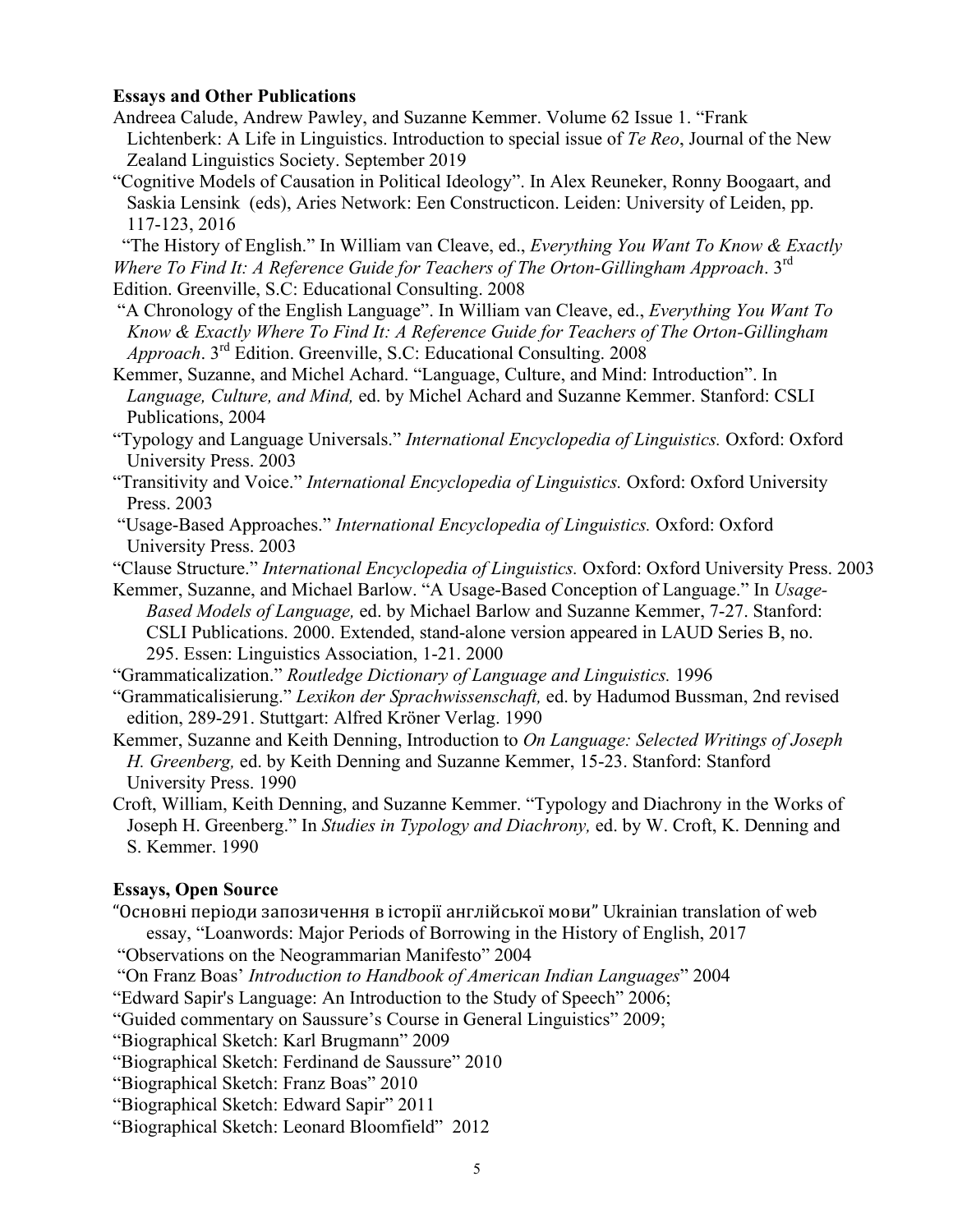**Essays and Other Publications**

Andreea Calude, Andrew Pawley, and Suzanne Kemmer. Volume 62 Issue 1. "Frank Lichtenberk: A Life in Linguistics. Introduction to special issue of *Te Reo*, Journal of the New Zealand Linguistics Society. September 2019

"Cognitive Models of Causation in Political Ideology". In Alex Reuneker, Ronny Boogaart, and Saskia Lensink (eds), Aries Network: Een Constructicon. Leiden: University of Leiden, pp. 117-123, 2016

"The History of English." In William van Cleave, ed., *Everything You Want To Know & Exactly Where To Find It: A Reference Guide for Teachers of The Orton-Gillingham Approach*. 3rd Edition. Greenville, S.C: Educational Consulting. 2008

"A Chronology of the English Language". In William van Cleave, ed., *Everything You Want To Know & Exactly Where To Find It: A Reference Guide for Teachers of The Orton-Gillingham Approach*. 3rd Edition. Greenville, S.C: Educational Consulting. 2008

Kemmer, Suzanne, and Michel Achard. "Language, Culture, and Mind: Introduction". In *Language, Culture, and Mind,* ed. by Michel Achard and Suzanne Kemmer. Stanford: CSLI Publications, 2004

"Typology and Language Universals." *International Encyclopedia of Linguistics.* Oxford: Oxford University Press. 2003

"Transitivity and Voice." *International Encyclopedia of Linguistics.* Oxford: Oxford University Press. 2003

"Usage-Based Approaches." *International Encyclopedia of Linguistics.* Oxford: Oxford University Press. 2003

"Clause Structure." *International Encyclopedia of Linguistics.* Oxford: Oxford University Press. 2003

Kemmer, Suzanne, and Michael Barlow. "A Usage-Based Conception of Language." In *Usage-Based Models of Language,* ed. by Michael Barlow and Suzanne Kemmer, 7-27. Stanford: CSLI Publications. 2000. Extended, stand-alone version appeared in LAUD Series B, no. 295. Essen: Linguistics Association, 1-21. 2000

"Grammaticalization." *Routledge Dictionary of Language and Linguistics.* 1996

"Grammaticalisierung." *Lexikon der Sprachwissenschaft,* ed. by Hadumod Bussman, 2nd revised edition, 289-291. Stuttgart: Alfred Kröner Verlag. 1990

Kemmer, Suzanne and Keith Denning, Introduction to *On Language: Selected Writings of Joseph H. Greenberg,* ed. by Keith Denning and Suzanne Kemmer, 15-23. Stanford: Stanford University Press. 1990

Croft, William, Keith Denning, and Suzanne Kemmer. "Typology and Diachrony in the Works of Joseph H. Greenberg." In *Studies in Typology and Diachrony,* ed. by W. Croft, K. Denning and S. Kemmer. 1990

**Essays, Open Source**

"Основні періоди запозичення в історії англійської мови" Ukrainian translation of web essay, "Loanwords: Major Periods of Borrowing in the History of English, 2017

"Observations on the Neogrammarian Manifesto" 2004

"On Franz Boas' *Introduction to Handbook of American Indian Languages*" 2004

"Edward Sapir's Language: An Introduction to the Study of Speech" 2006;

"Guided commentary on Saussure's Course in General Linguistics" 2009;

"Biographical Sketch: Karl Brugmann" 2009

"Biographical Sketch: Ferdinand de Saussure" 2010

"Biographical Sketch: Franz Boas" 2010

"Biographical Sketch: Edward Sapir" 2011

"Biographical Sketch: Leonard Bloomfield" 2012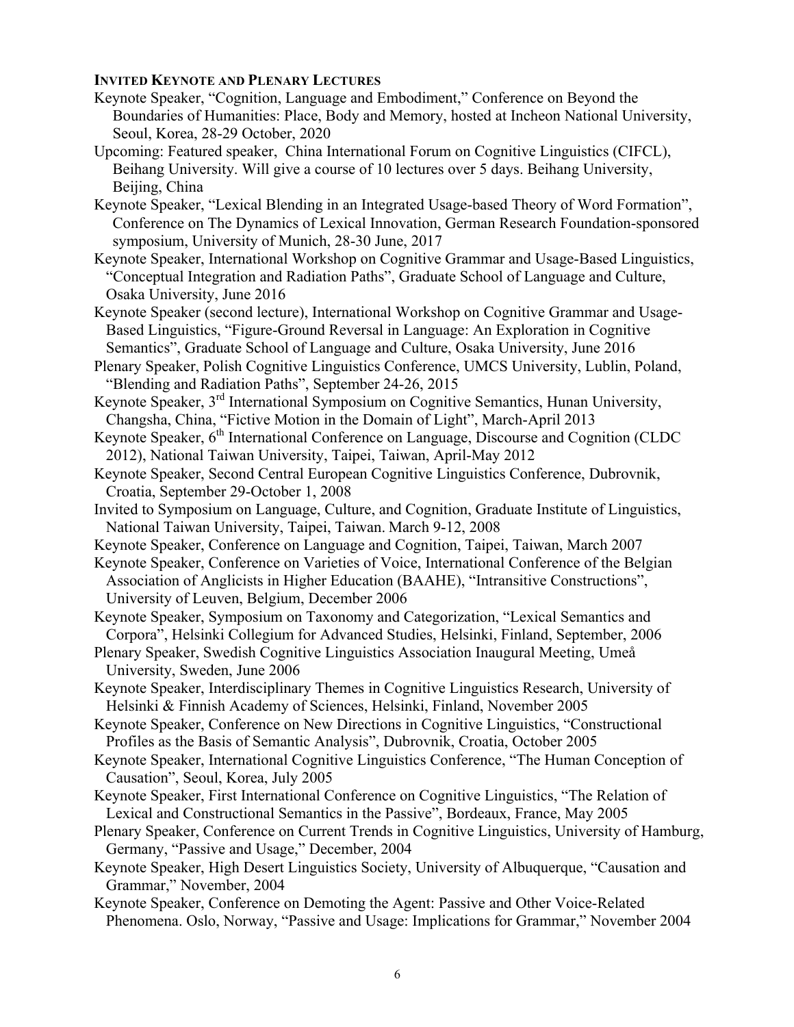**INVITED KEYNOTE AND PLENARY LECTURES**

Keynote Speaker, "Cognition, Language and Embodiment," Conference on Beyond the Boundaries of Humanities: Place, Body and Memory, hosted at Incheon National University, Seoul, Korea, 28-29 October, 2020

Upcoming: Featured speaker, China International Forum on Cognitive Linguistics (CIFCL), Beihang University. Will give a course of 10 lectures over 5 days. Beihang University, Beijing, China

Keynote Speaker, "Lexical Blending in an Integrated Usage-based Theory of Word Formation", Conference on The Dynamics of Lexical Innovation, German Research Foundation-sponsored symposium, University of Munich, 28-30 June, 2017

Keynote Speaker, International Workshop on Cognitive Grammar and Usage-Based Linguistics, "Conceptual Integration and Radiation Paths", Graduate School of Language and Culture, Osaka University, June 2016

Keynote Speaker (second lecture), International Workshop on Cognitive Grammar and Usage-Based Linguistics, "Figure-Ground Reversal in Language: An Exploration in Cognitive Semantics", Graduate School of Language and Culture, Osaka University, June 2016

Plenary Speaker, Polish Cognitive Linguistics Conference, UMCS University, Lublin, Poland, "Blending and Radiation Paths", September 24-26, 2015

Keynote Speaker, 3rd International Symposium on Cognitive Semantics, Hunan University, Changsha, China, "Fictive Motion in the Domain of Light", March-April 2013

Keynote Speaker, 6th International Conference on Language, Discourse and Cognition (CLDC 2012), National Taiwan University, Taipei, Taiwan, April-May 2012

Keynote Speaker, Second Central European Cognitive Linguistics Conference, Dubrovnik, Croatia, September 29-October 1, 2008

Invited to Symposium on Language, Culture, and Cognition, Graduate Institute of Linguistics, National Taiwan University, Taipei, Taiwan. March 9-12, 2008

Keynote Speaker, Conference on Language and Cognition, Taipei, Taiwan, March 2007

Keynote Speaker, Conference on Varieties of Voice, International Conference of the Belgian Association of Anglicists in Higher Education (BAAHE), "Intransitive Constructions", University of Leuven, Belgium, December 2006

Keynote Speaker, Symposium on Taxonomy and Categorization, "Lexical Semantics and Corpora", Helsinki Collegium for Advanced Studies, Helsinki, Finland, September, 2006

Plenary Speaker, Swedish Cognitive Linguistics Association Inaugural Meeting, Umeå University, Sweden, June 2006

Keynote Speaker, Interdisciplinary Themes in Cognitive Linguistics Research, University of Helsinki & Finnish Academy of Sciences, Helsinki, Finland, November 2005

Keynote Speaker, Conference on New Directions in Cognitive Linguistics, "Constructional Profiles as the Basis of Semantic Analysis", Dubrovnik, Croatia, October 2005

Keynote Speaker, International Cognitive Linguistics Conference, "The Human Conception of Causation", Seoul, Korea, July 2005

Keynote Speaker, First International Conference on Cognitive Linguistics, "The Relation of Lexical and Constructional Semantics in the Passive", Bordeaux, France, May 2005

Plenary Speaker, Conference on Current Trends in Cognitive Linguistics, University of Hamburg, Germany, "Passive and Usage," December, 2004

Keynote Speaker, High Desert Linguistics Society, University of Albuquerque, "Causation and Grammar," November, 2004

Keynote Speaker, Conference on Demoting the Agent: Passive and Other Voice-Related Phenomena. Oslo, Norway, "Passive and Usage: Implications for Grammar," November 2004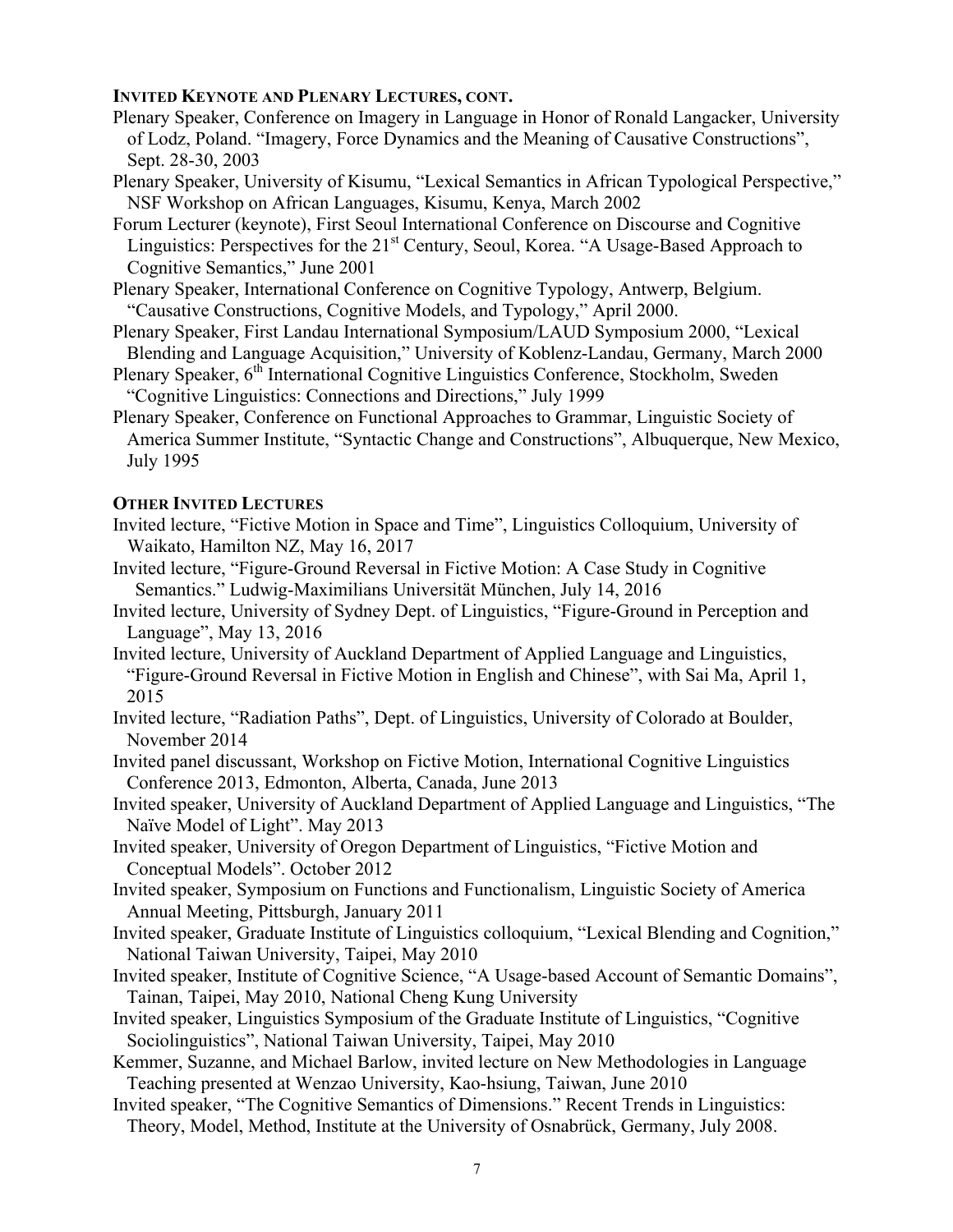## Invited Keynote and Plenary Lectures, cont.

Plenary Speaker, Conference on Imagery in Language in Honor of Ronald Langacker, University of Lodz, Poland. "Imagery, Force Dynamics and the Meaning of Causative Constructions", Sept. 28-30, 2003

Plenary Speaker, University of Kisumu, "Lexical Semantics in African Typological Perspective," NSF Workshop on African Languages, Kisumu, Kenya, March 2002

Forum Lecturer (keynote), First Seoul International Conference on Discourse and Cognitive Linguistics: Perspectives for the 21st Century, Seoul, Korea. "A Usage-Based Approach to Cognitive Semantics," June 2001

Plenary Speaker, International Conference on Cognitive Typology, Antwerp, Belgium. "Causative Constructions, Cognitive Models, and Typology," April 2000.

Plenary Speaker, First Landau International Symposium/LAUD Symposium 2000, "Lexical Blending and Language Acquisition," University of Koblenz-Landau, Germany, March 2000

Plenary Speaker, 6th International Cognitive Linguistics Conference, Stockholm, Sweden "Cognitive Linguistics: Connections and Directions," July 1999

Plenary Speaker, Conference on Functional Approaches to Grammar, Linguistic Society of America Summer Institute, "Syntactic Change and Constructions", Albuquerque, New Mexico, July 1995

## Other Invited Lectures

Invited lecture, "Fictive Motion in Space and Time", Linguistics Colloquium, University of Waikato, Hamilton NZ, May 16, 2017

Invited lecture, "Figure-Ground Reversal in Fictive Motion: A Case Study in Cognitive Semantics." Ludwig-Maximilians Universität München, July 14, 2016

Invited lecture, University of Sydney Dept. of Linguistics, "Figure-Ground in Perception and Language", May 13, 2016

Invited lecture, University of Auckland Department of Applied Language and Linguistics, "Figure-Ground Reversal in Fictive Motion in English and Chinese", with Sai Ma, April 1, 2015

Invited lecture, "Radiation Paths", Dept. of Linguistics, University of Colorado at Boulder, November 2014

Invited panel discussant, Workshop on Fictive Motion, International Cognitive Linguistics Conference 2013, Edmonton, Alberta, Canada, June 2013

Invited speaker, University of Auckland Department of Applied Language and Linguistics, "The Naïve Model of Light". May 2013

Invited speaker, University of Oregon Department of Linguistics, "Fictive Motion and Conceptual Models". October 2012

Invited speaker, Symposium on Functions and Functionalism, Linguistic Society of America Annual Meeting, Pittsburgh, January 2011

Invited speaker, Graduate Institute of Linguistics colloquium, "Lexical Blending and Cognition," National Taiwan University, Taipei, May 2010

Invited speaker, Institute of Cognitive Science, "A Usage-based Account of Semantic Domains", Tainan, Taipei, May 2010, National Cheng Kung University

Invited speaker, Linguistics Symposium of the Graduate Institute of Linguistics, "Cognitive Sociolinguistics", National Taiwan University, Taipei, May 2010

Kemmer, Suzanne, and Michael Barlow, invited lecture on New Methodologies in Language Teaching presented at Wenzao University, Kao-hsiung, Taiwan, June 2010

Invited speaker, "The Cognitive Semantics of Dimensions." Recent Trends in Linguistics: Theory, Model, Method, Institute at the University of Osnabrück, Germany, July 2008.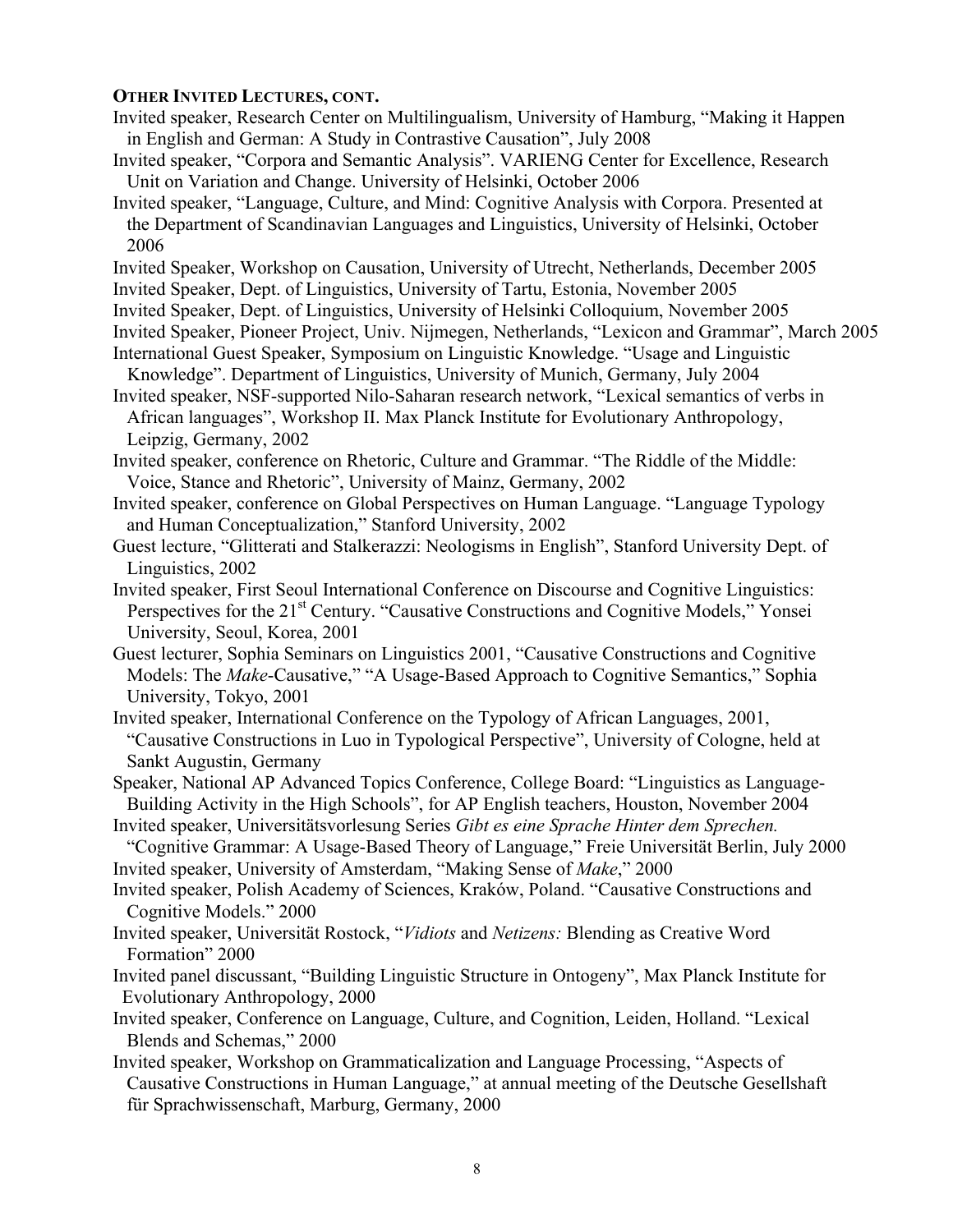**OTHER INVITED LECTURES, CONT.**

Invited speaker, Research Center on Multilingualism, University of Hamburg, "Making it Happen in English and German: A Study in Contrastive Causation", July 2008

Invited speaker, "Corpora and Semantic Analysis". VARIENG Center for Excellence, Research Unit on Variation and Change. University of Helsinki, October 2006

Invited speaker, "Language, Culture, and Mind: Cognitive Analysis with Corpora. Presented at the Department of Scandinavian Languages and Linguistics, University of Helsinki, October 2006

Invited Speaker, Workshop on Causation, University of Utrecht, Netherlands, December 2005

Invited Speaker, Dept. of Linguistics, University of Tartu, Estonia, November 2005

Invited Speaker, Dept. of Linguistics, University of Helsinki Colloquium, November 2005

Invited Speaker, Pioneer Project, Univ. Nijmegen, Netherlands, "Lexicon and Grammar", March 2005

International Guest Speaker, Symposium on Linguistic Knowledge. "Usage and Linguistic Knowledge". Department of Linguistics, University of Munich, Germany, July 2004

Invited speaker, NSF-supported Nilo-Saharan research network, "Lexical semantics of verbs in African languages", Workshop II. Max Planck Institute for Evolutionary Anthropology, Leipzig, Germany, 2002

Invited speaker, conference on Rhetoric, Culture and Grammar. "The Riddle of the Middle: Voice, Stance and Rhetoric", University of Mainz, Germany, 2002

Invited speaker, conference on Global Perspectives on Human Language. "Language Typology and Human Conceptualization," Stanford University, 2002

Guest lecture, "Glitterati and Stalkerazzi: Neologisms in English", Stanford University Dept. of Linguistics, 2002

Invited speaker, First Seoul International Conference on Discourse and Cognitive Linguistics: Perspectives for the 21st Century. "Causative Constructions and Cognitive Models," Yonsei University, Seoul, Korea, 2001

Guest lecturer, Sophia Seminars on Linguistics 2001, "Causative Constructions and Cognitive Models: The *Make*-Causative," "A Usage-Based Approach to Cognitive Semantics," Sophia University, Tokyo, 2001

Invited speaker, International Conference on the Typology of African Languages, 2001, "Causative Constructions in Luo in Typological Perspective", University of Cologne, held at Sankt Augustin, Germany

Speaker, National AP Advanced Topics Conference, College Board: "Linguistics as Language-Building Activity in the High Schools", for AP English teachers, Houston, November 2004

Invited speaker, Universitätsvorlesung Series *Gibt es eine Sprache Hinter dem Sprechen.* "Cognitive Grammar: A Usage-Based Theory of Language," Freie Universität Berlin, July 2000

Invited speaker, University of Amsterdam, "Making Sense of *Make*," 2000

Invited speaker, Polish Academy of Sciences, Kraków, Poland. "Causative Constructions and Cognitive Models." 2000

Invited speaker, Universität Rostock, "*Vidiots* and *Netizens:* Blending as Creative Word Formation" 2000

Invited panel discussant, "Building Linguistic Structure in Ontogeny", Max Planck Institute for Evolutionary Anthropology, 2000

Invited speaker, Conference on Language, Culture, and Cognition, Leiden, Holland. "Lexical Blends and Schemas," 2000

Invited speaker, Workshop on Grammaticalization and Language Processing, "Aspects of Causative Constructions in Human Language," at annual meeting of the Deutsche Gesellshaft für Sprachwissenschaft, Marburg, Germany, 2000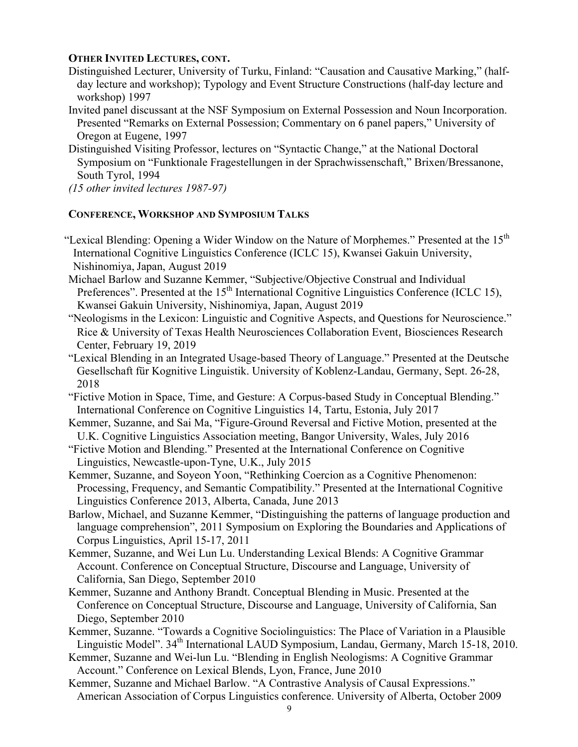**OTHER INVITED LECTURES, CONT.**

Distinguished Lecturer, University of Turku, Finland: "Causation and Causative Marking," (half-day lecture and workshop); Typology and Event Structure Constructions (half-day lecture and workshop) 1997

Invited panel discussant at the NSF Symposium on External Possession and Noun Incorporation. Presented "Remarks on External Possession; Commentary on 6 panel papers," University of Oregon at Eugene, 1997

Distinguished Visiting Professor, lectures on "Syntactic Change," at the National Doctoral Symposium on "Funktionale Fragestellungen in der Sprachwissenschaft," Brixen/Bressanone, South Tyrol, 1994

*(15 other invited lectures 1987-97)*

**CONFERENCE, WORKSHOP AND SYMPOSIUM TALKS**

"Lexical Blending: Opening a Wider Window on the Nature of Morphemes." Presented at the 15th International Cognitive Linguistics Conference (ICLC 15), Kwansei Gakuin University, Nishinomiya, Japan, August 2019

Michael Barlow and Suzanne Kemmer, "Subjective/Objective Construal and Individual Preferences". Presented at the 15th International Cognitive Linguistics Conference (ICLC 15), Kwansei Gakuin University, Nishinomiya, Japan, August 2019

"Neologisms in the Lexicon: Linguistic and Cognitive Aspects, and Questions for Neuroscience." Rice & University of Texas Health Neurosciences Collaboration Event, Biosciences Research Center, February 19, 2019

"Lexical Blending in an Integrated Usage-based Theory of Language." Presented at the Deutsche Gesellschaft für Kognitive Linguistik. University of Koblenz-Landau, Germany, Sept. 26-28, 2018

"Fictive Motion in Space, Time, and Gesture: A Corpus-based Study in Conceptual Blending." International Conference on Cognitive Linguistics 14, Tartu, Estonia, July 2017

Kemmer, Suzanne, and Sai Ma, "Figure-Ground Reversal and Fictive Motion, presented at the U.K. Cognitive Linguistics Association meeting, Bangor University, Wales, July 2016

"Fictive Motion and Blending." Presented at the International Conference on Cognitive Linguistics, Newcastle-upon-Tyne, U.K., July 2015

Kemmer, Suzanne, and Soyeon Yoon, "Rethinking Coercion as a Cognitive Phenomenon: Processing, Frequency, and Semantic Compatibility." Presented at the International Cognitive Linguistics Conference 2013, Alberta, Canada, June 2013

Barlow, Michael, and Suzanne Kemmer, "Distinguishing the patterns of language production and language comprehension", 2011 Symposium on Exploring the Boundaries and Applications of Corpus Linguistics, April 15-17, 2011

Kemmer, Suzanne, and Wei Lun Lu. Understanding Lexical Blends: A Cognitive Grammar Account. Conference on Conceptual Structure, Discourse and Language, University of California, San Diego, September 2010

Kemmer, Suzanne and Anthony Brandt. Conceptual Blending in Music. Presented at the Conference on Conceptual Structure, Discourse and Language, University of California, San Diego, September 2010

Kemmer, Suzanne. "Towards a Cognitive Sociolinguistics: The Place of Variation in a Plausible Linguistic Model". 34th International LAUD Symposium, Landau, Germany, March 15-18, 2010.

Kemmer, Suzanne and Wei-lun Lu. "Blending in English Neologisms: A Cognitive Grammar Account." Conference on Lexical Blends, Lyon, France, June 2010

Kemmer, Suzanne and Michael Barlow. "A Contrastive Analysis of Causal Expressions." American Association of Corpus Linguistics conference. University of Alberta, October 2009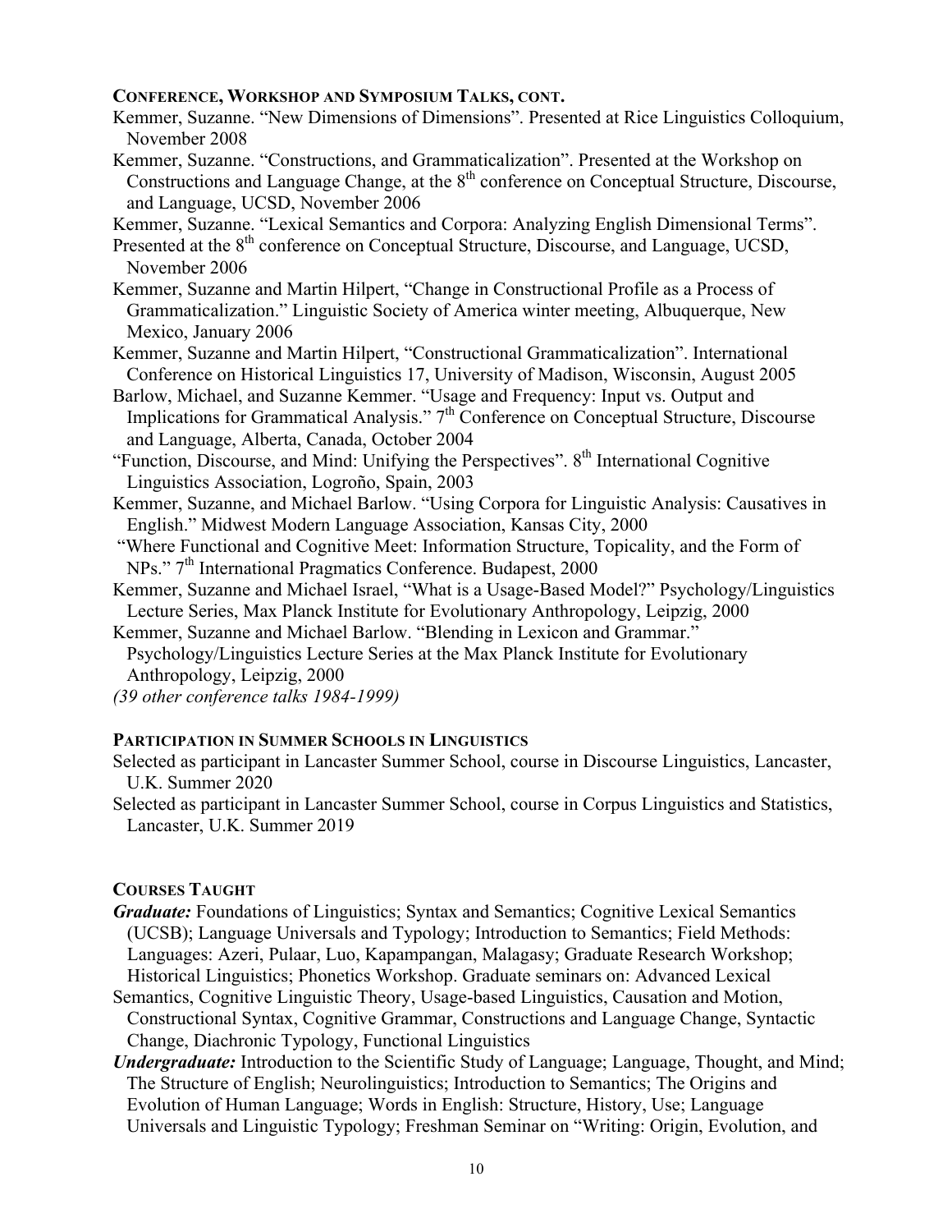### Conference, Workshop and Symposium Talks, cont.

Kemmer, Suzanne. "New Dimensions of Dimensions". Presented at Rice Linguistics Colloquium, November 2008

Kemmer, Suzanne. "Constructions, and Grammaticalization". Presented at the Workshop on Constructions and Language Change, at the 8th conference on Conceptual Structure, Discourse, and Language, UCSD, November 2006

Kemmer, Suzanne. "Lexical Semantics and Corpora: Analyzing English Dimensional Terms". Presented at the 8th conference on Conceptual Structure, Discourse, and Language, UCSD, November 2006

Kemmer, Suzanne and Martin Hilpert, "Change in Constructional Profile as a Process of Grammaticalization." Linguistic Society of America winter meeting, Albuquerque, New Mexico, January 2006

Kemmer, Suzanne and Martin Hilpert, "Constructional Grammaticalization". International Conference on Historical Linguistics 17, University of Madison, Wisconsin, August 2005

Barlow, Michael, and Suzanne Kemmer. "Usage and Frequency: Input vs. Output and Implications for Grammatical Analysis." 7th Conference on Conceptual Structure, Discourse and Language, Alberta, Canada, October 2004

"Function, Discourse, and Mind: Unifying the Perspectives". 8th International Cognitive Linguistics Association, Logroño, Spain, 2003

Kemmer, Suzanne, and Michael Barlow. "Using Corpora for Linguistic Analysis: Causatives in English." Midwest Modern Language Association, Kansas City, 2000

"Where Functional and Cognitive Meet: Information Structure, Topicality, and the Form of NPs." 7th International Pragmatics Conference. Budapest, 2000

Kemmer, Suzanne and Michael Israel, "What is a Usage-Based Model?" Psychology/Linguistics Lecture Series, Max Planck Institute for Evolutionary Anthropology, Leipzig, 2000

Kemmer, Suzanne and Michael Barlow. "Blending in Lexicon and Grammar." Psychology/Linguistics Lecture Series at the Max Planck Institute for Evolutionary Anthropology, Leipzig, 2000

*(39 other conference talks 1984-1999)*

### Participation in Summer Schools in Linguistics

Selected as participant in Lancaster Summer School, course in Discourse Linguistics, Lancaster, U.K. Summer 2020

Selected as participant in Lancaster Summer School, course in Corpus Linguistics and Statistics, Lancaster, U.K. Summer 2019

### Courses Taught

***Graduate:*** Foundations of Linguistics; Syntax and Semantics; Cognitive Lexical Semantics (UCSB); Language Universals and Typology; Introduction to Semantics; Field Methods: Languages: Azeri, Pulaar, Luo, Kapampangan, Malagasy; Graduate Research Workshop; Historical Linguistics; Phonetics Workshop. Graduate seminars on: Advanced Lexical Semantics, Cognitive Linguistic Theory, Usage-based Linguistics, Causation and Motion, Constructional Syntax, Cognitive Grammar, Constructions and Language Change, Syntactic Change, Diachronic Typology, Functional Linguistics

***Undergraduate:*** Introduction to the Scientific Study of Language; Language, Thought, and Mind; The Structure of English; Neurolinguistics; Introduction to Semantics; The Origins and Evolution of Human Language; Words in English: Structure, History, Use; Language Universals and Linguistic Typology; Freshman Seminar on "Writing: Origin, Evolution, and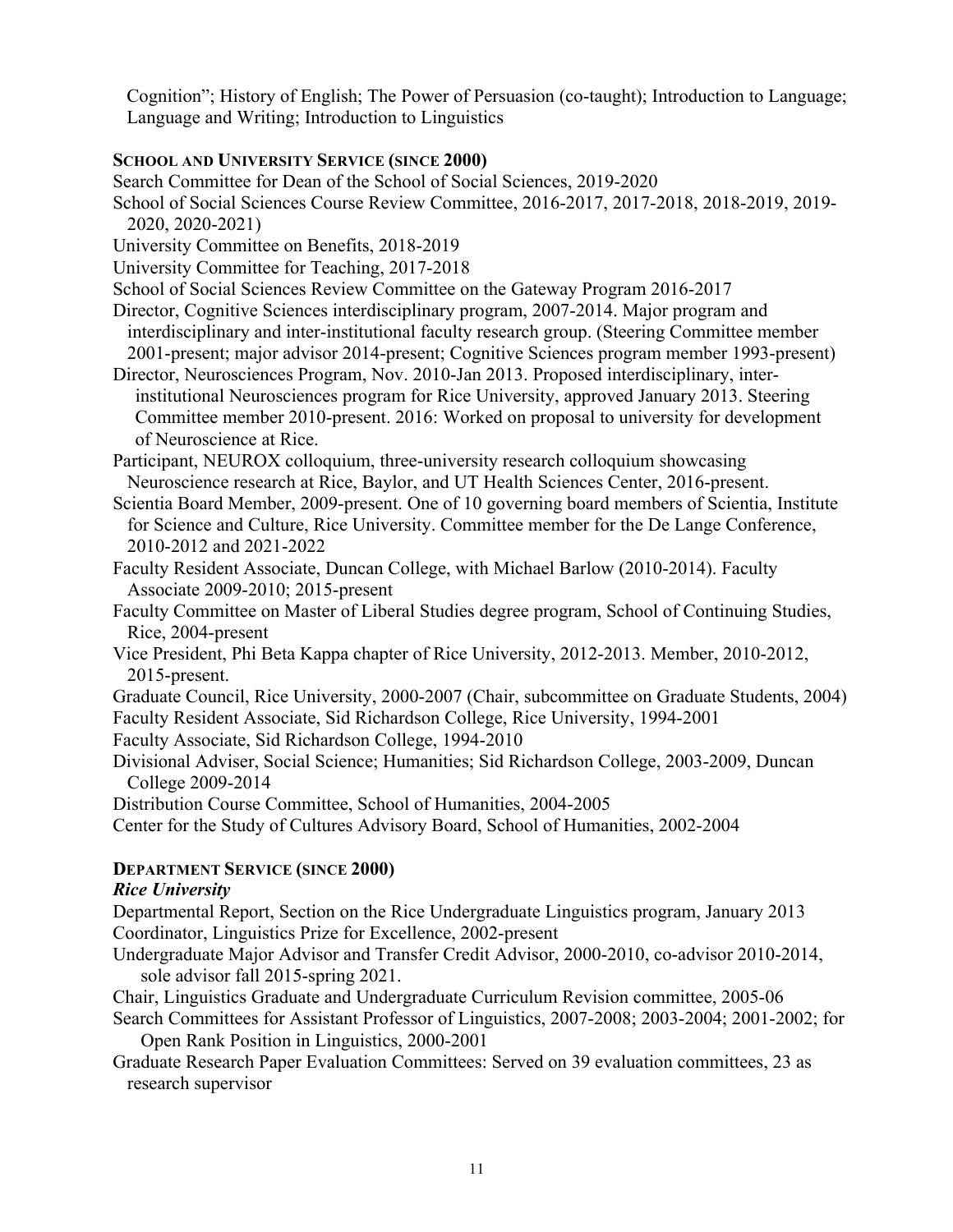Cognition"; History of English; The Power of Persuasion (co-taught); Introduction to Language; Language and Writing; Introduction to Linguistics

**SCHOOL AND UNIVERSITY SERVICE (SINCE 2000)**

Search Committee for Dean of the School of Social Sciences, 2019-2020

School of Social Sciences Course Review Committee, 2016-2017, 2017-2018, 2018-2019, 2019-2020, 2020-2021)

University Committee on Benefits, 2018-2019

University Committee for Teaching, 2017-2018

School of Social Sciences Review Committee on the Gateway Program 2016-2017

Director, Cognitive Sciences interdisciplinary program, 2007-2014. Major program and interdisciplinary and inter-institutional faculty research group. (Steering Committee member 2001-present; major advisor 2014-present; Cognitive Sciences program member 1993-present)

Director, Neurosciences Program, Nov. 2010-Jan 2013. Proposed interdisciplinary, inter-institutional Neurosciences program for Rice University, approved January 2013. Steering Committee member 2010-present. 2016: Worked on proposal to university for development of Neuroscience at Rice.

Participant, NEUROX colloquium, three-university research colloquium showcasing Neuroscience research at Rice, Baylor, and UT Health Sciences Center, 2016-present.

Scientia Board Member, 2009-present. One of 10 governing board members of Scientia, Institute for Science and Culture, Rice University. Committee member for the De Lange Conference, 2010-2012 and 2021-2022

Faculty Resident Associate, Duncan College, with Michael Barlow (2010-2014). Faculty Associate 2009-2010; 2015-present

Faculty Committee on Master of Liberal Studies degree program, School of Continuing Studies, Rice, 2004-present

Vice President, Phi Beta Kappa chapter of Rice University, 2012-2013. Member, 2010-2012, 2015-present.

Graduate Council, Rice University, 2000-2007 (Chair, subcommittee on Graduate Students, 2004)

Faculty Resident Associate, Sid Richardson College, Rice University, 1994-2001

Faculty Associate, Sid Richardson College, 1994-2010

Divisional Adviser, Social Science; Humanities; Sid Richardson College, 2003-2009, Duncan College 2009-2014

Distribution Course Committee, School of Humanities, 2004-2005

Center for the Study of Cultures Advisory Board, School of Humanities, 2002-2004

**DEPARTMENT SERVICE (SINCE 2000)**

***Rice University***

Departmental Report, Section on the Rice Undergraduate Linguistics program, January 2013

Coordinator, Linguistics Prize for Excellence, 2002-present

Undergraduate Major Advisor and Transfer Credit Advisor, 2000-2010, co-advisor 2010-2014, sole advisor fall 2015-spring 2021.

Chair, Linguistics Graduate and Undergraduate Curriculum Revision committee, 2005-06

Search Committees for Assistant Professor of Linguistics, 2007-2008; 2003-2004; 2001-2002; for Open Rank Position in Linguistics, 2000-2001

Graduate Research Paper Evaluation Committees: Served on 39 evaluation committees, 23 as research supervisor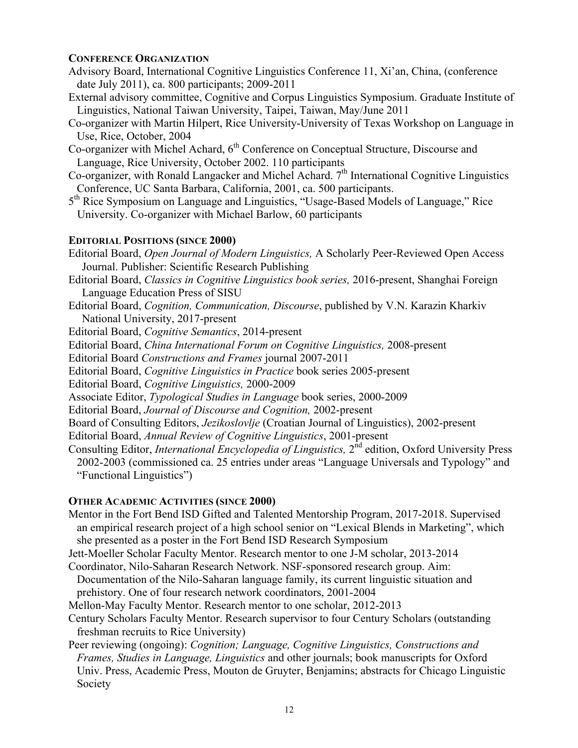### Conference Organization

Advisory Board, International Cognitive Linguistics Conference 11, Xi'an, China, (conference date July 2011), ca. 800 participants; 2009-2011

External advisory committee, Cognitive and Corpus Linguistics Symposium. Graduate Institute of Linguistics, National Taiwan University, Taipei, Taiwan, May/June 2011

Co-organizer with Martin Hilpert, Rice University-University of Texas Workshop on Language in Use, Rice, October, 2004

Co-organizer with Michel Achard, 6th Conference on Conceptual Structure, Discourse and Language, Rice University, October 2002. 110 participants

Co-organizer, with Ronald Langacker and Michel Achard. 7th International Cognitive Linguistics Conference, UC Santa Barbara, California, 2001, ca. 500 participants.

5th Rice Symposium on Language and Linguistics, "Usage-Based Models of Language," Rice University. Co-organizer with Michael Barlow, 60 participants

### Editorial Positions (since 2000)

Editorial Board, *Open Journal of Modern Linguistics,* A Scholarly Peer-Reviewed Open Access Journal. Publisher: Scientific Research Publishing

Editorial Board, *Classics in Cognitive Linguistics book series,* 2016-present, Shanghai Foreign Language Education Press of SISU

Editorial Board, *Cognition, Communication, Discourse*, published by V.N. Karazin Kharkiv National University, 2017-present

Editorial Board, *Cognitive Semantics*, 2014-present

Editorial Board, *China International Forum on Cognitive Linguistics,* 2008-present

Editorial Board *Constructions and Frames* journal 2007-2011

Editorial Board, *Cognitive Linguistics in Practice* book series 2005-present

Editorial Board, *Cognitive Linguistics,* 2000-2009

Associate Editor, *Typological Studies in Language* book series, 2000-2009

Editorial Board, *Journal of Discourse and Cognition,* 2002-present

Board of Consulting Editors, *Jezikoslovlje* (Croatian Journal of Linguistics), 2002-present

Editorial Board, *Annual Review of Cognitive Linguistics*, 2001-present

Consulting Editor, *International Encyclopedia of Linguistics,* 2nd edition, Oxford University Press 2002-2003 (commissioned ca. 25 entries under areas "Language Universals and Typology" and "Functional Linguistics")

### Other Academic Activities (since 2000)

Mentor in the Fort Bend ISD Gifted and Talented Mentorship Program, 2017-2018. Supervised an empirical research project of a high school senior on "Lexical Blends in Marketing", which she presented as a poster in the Fort Bend ISD Research Symposium

Jett-Moeller Scholar Faculty Mentor. Research mentor to one J-M scholar, 2013-2014

Coordinator, Nilo-Saharan Research Network. NSF-sponsored research group. Aim: Documentation of the Nilo-Saharan language family, its current linguistic situation and prehistory. One of four research network coordinators, 2001-2004

Mellon-May Faculty Mentor. Research mentor to one scholar, 2012-2013

Century Scholars Faculty Mentor. Research supervisor to four Century Scholars (outstanding freshman recruits to Rice University)

Peer reviewing (ongoing): *Cognition; Language, Cognitive Linguistics, Constructions and Frames, Studies in Language, Linguistics* and other journals; book manuscripts for Oxford Univ. Press, Academic Press, Mouton de Gruyter, Benjamins; abstracts for Chicago Linguistic Society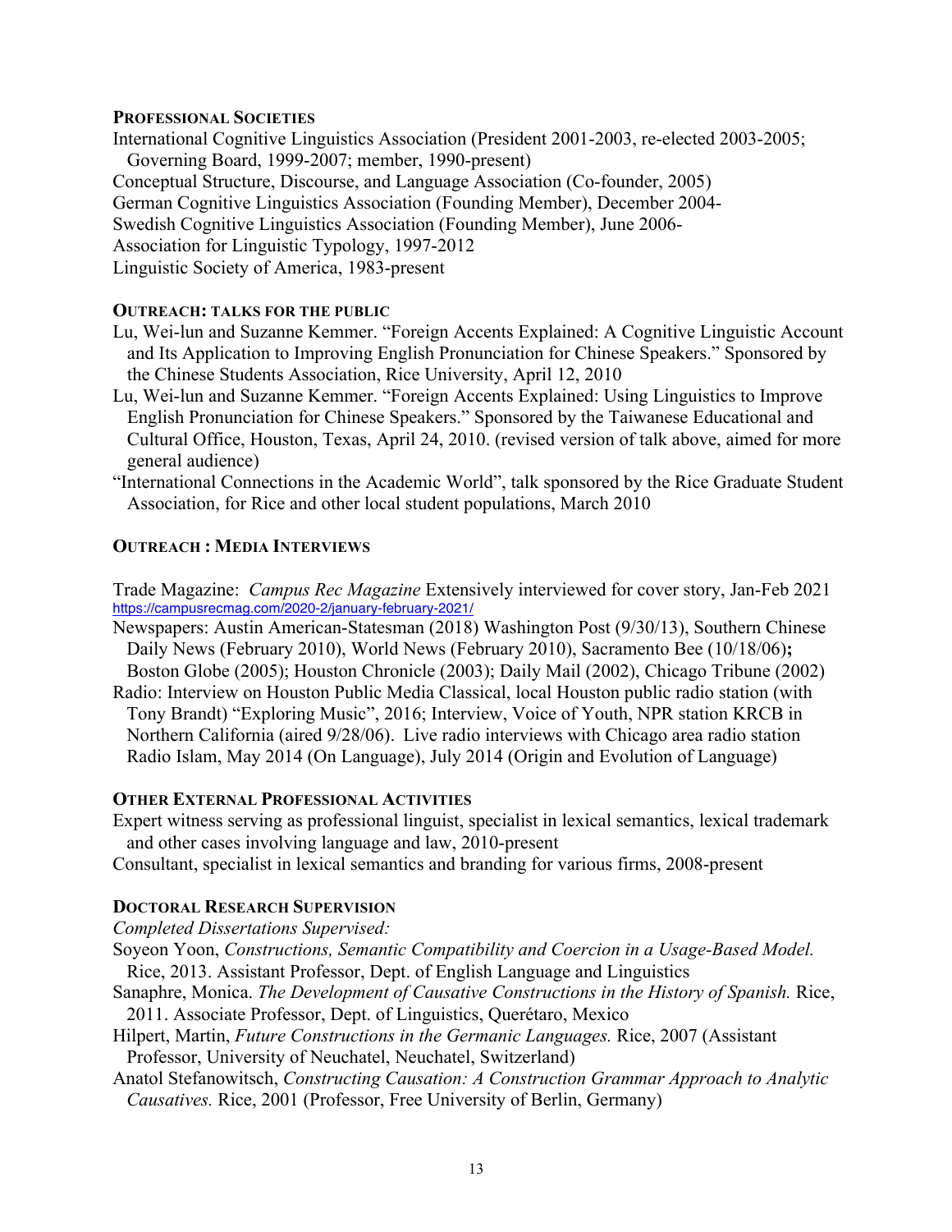## Professional Societies

International Cognitive Linguistics Association (President 2001-2003, re-elected 2003-2005; Governing Board, 1999-2007; member, 1990-present)
Conceptual Structure, Discourse, and Language Association (Co-founder, 2005)
German Cognitive Linguistics Association (Founding Member), December 2004-
Swedish Cognitive Linguistics Association (Founding Member), June 2006-
Association for Linguistic Typology, 1997-2012
Linguistic Society of America, 1983-present

## Outreach: talks for the public

Lu, Wei-lun and Suzanne Kemmer. "Foreign Accents Explained: A Cognitive Linguistic Account and Its Application to Improving English Pronunciation for Chinese Speakers." Sponsored by the Chinese Students Association, Rice University, April 12, 2010

Lu, Wei-lun and Suzanne Kemmer. "Foreign Accents Explained: Using Linguistics to Improve English Pronunciation for Chinese Speakers." Sponsored by the Taiwanese Educational and Cultural Office, Houston, Texas, April 24, 2010. (revised version of talk above, aimed for more general audience)

"International Connections in the Academic World", talk sponsored by the Rice Graduate Student Association, for Rice and other local student populations, March 2010

## Outreach : Media Interviews

Trade Magazine: *Campus Rec Magazine* Extensively interviewed for cover story, Jan-Feb 2021
https://campusrecmag.com/2020-2/january-february-2021/

Newspapers: Austin American-Statesman (2018) Washington Post (9/30/13), Southern Chinese Daily News (February 2010), World News (February 2010), Sacramento Bee (10/18/06)**;** Boston Globe (2005); Houston Chronicle (2003); Daily Mail (2002), Chicago Tribune (2002)

Radio: Interview on Houston Public Media Classical, local Houston public radio station (with Tony Brandt) "Exploring Music", 2016; Interview, Voice of Youth, NPR station KRCB in Northern California (aired 9/28/06). Live radio interviews with Chicago area radio station Radio Islam, May 2014 (On Language), July 2014 (Origin and Evolution of Language)

## Other External Professional Activities

Expert witness serving as professional linguist, specialist in lexical semantics, lexical trademark and other cases involving language and law, 2010-present
Consultant, specialist in lexical semantics and branding for various firms, 2008-present

## Doctoral Research Supervision

*Completed Dissertations Supervised:*

Soyeon Yoon, *Constructions, Semantic Compatibility and Coercion in a Usage-Based Model.* Rice, 2013. Assistant Professor, Dept. of English Language and Linguistics

Sanaphre, Monica. *The Development of Causative Constructions in the History of Spanish.* Rice, 2011. Associate Professor, Dept. of Linguistics, Querétaro, Mexico

Hilpert, Martin, *Future Constructions in the Germanic Languages.* Rice, 2007 (Assistant Professor, University of Neuchatel, Neuchatel, Switzerland)

Anatol Stefanowitsch, *Constructing Causation: A Construction Grammar Approach to Analytic Causatives.* Rice, 2001 (Professor, Free University of Berlin, Germany)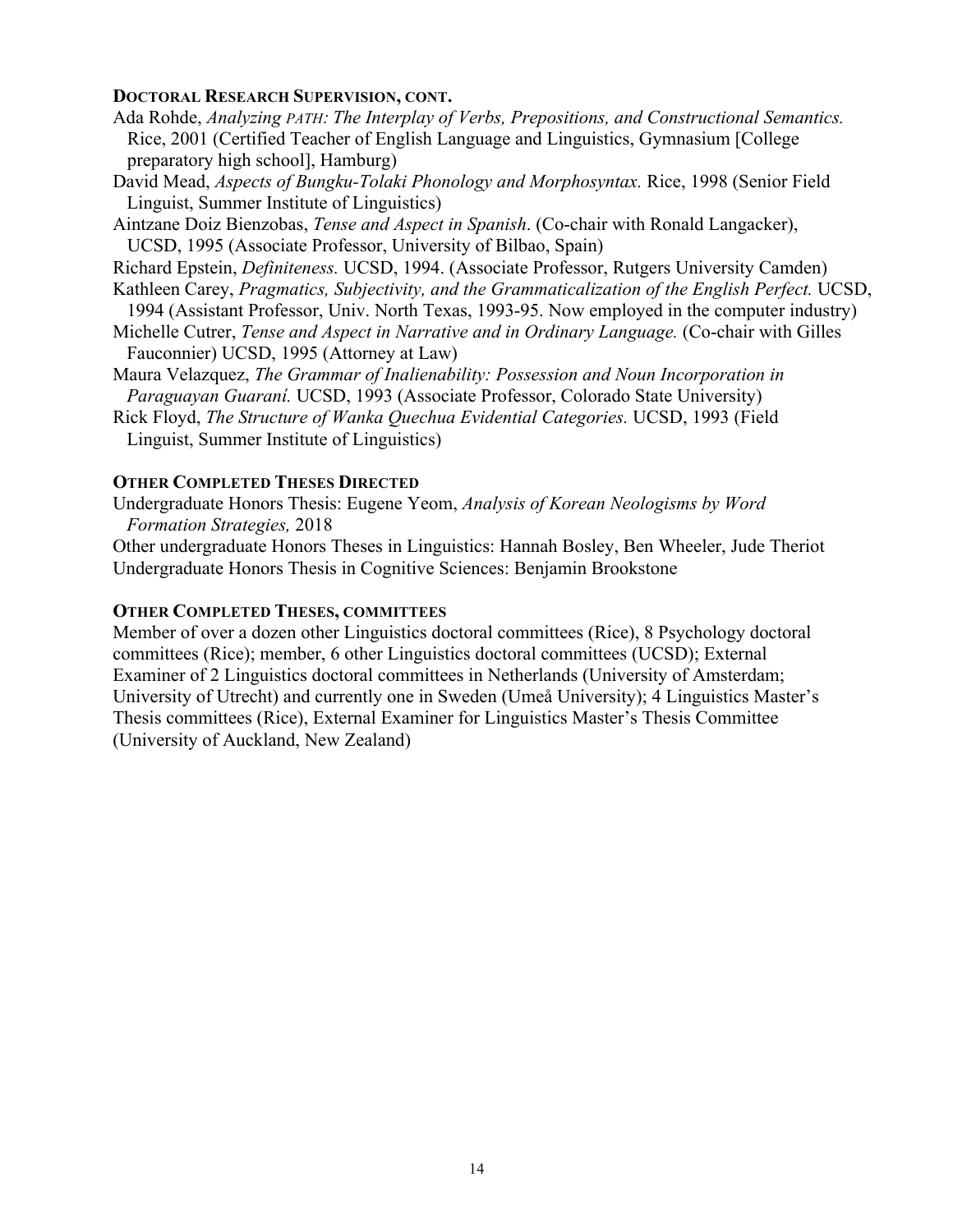### DOCTORAL RESEARCH SUPERVISION, CONT.

Ada Rohde, *Analyzing PATH: The Interplay of Verbs, Prepositions, and Constructional Semantics.* Rice, 2001 (Certified Teacher of English Language and Linguistics, Gymnasium [College preparatory high school], Hamburg)

David Mead, *Aspects of Bungku-Tolaki Phonology and Morphosyntax.* Rice, 1998 (Senior Field Linguist, Summer Institute of Linguistics)

Aintzane Doiz Bienzobas, *Tense and Aspect in Spanish*. (Co-chair with Ronald Langacker), UCSD, 1995 (Associate Professor, University of Bilbao, Spain)

Richard Epstein, *Definiteness.* UCSD, 1994. (Associate Professor, Rutgers University Camden)

Kathleen Carey, *Pragmatics, Subjectivity, and the Grammaticalization of the English Perfect.* UCSD, 1994 (Assistant Professor, Univ. North Texas, 1993-95. Now employed in the computer industry)

Michelle Cutrer, *Tense and Aspect in Narrative and in Ordinary Language.* (Co-chair with Gilles Fauconnier) UCSD, 1995 (Attorney at Law)

Maura Velazquez, *The Grammar of Inalienability: Possession and Noun Incorporation in Paraguayan Guaraní.* UCSD, 1993 (Associate Professor, Colorado State University)

Rick Floyd, *The Structure of Wanka Quechua Evidential Categories.* UCSD, 1993 (Field Linguist, Summer Institute of Linguistics)

### OTHER COMPLETED THESES DIRECTED

Undergraduate Honors Thesis: Eugene Yeom, *Analysis of Korean Neologisms by Word Formation Strategies,* 2018

Other undergraduate Honors Theses in Linguistics: Hannah Bosley, Ben Wheeler, Jude Theriot

Undergraduate Honors Thesis in Cognitive Sciences: Benjamin Brookstone

### OTHER COMPLETED THESES, COMMITTEES

Member of over a dozen other Linguistics doctoral committees (Rice), 8 Psychology doctoral committees (Rice); member, 6 other Linguistics doctoral committees (UCSD); External Examiner of 2 Linguistics doctoral committees in Netherlands (University of Amsterdam; University of Utrecht) and currently one in Sweden (Umeå University); 4 Linguistics Master's Thesis committees (Rice), External Examiner for Linguistics Master's Thesis Committee (University of Auckland, New Zealand)